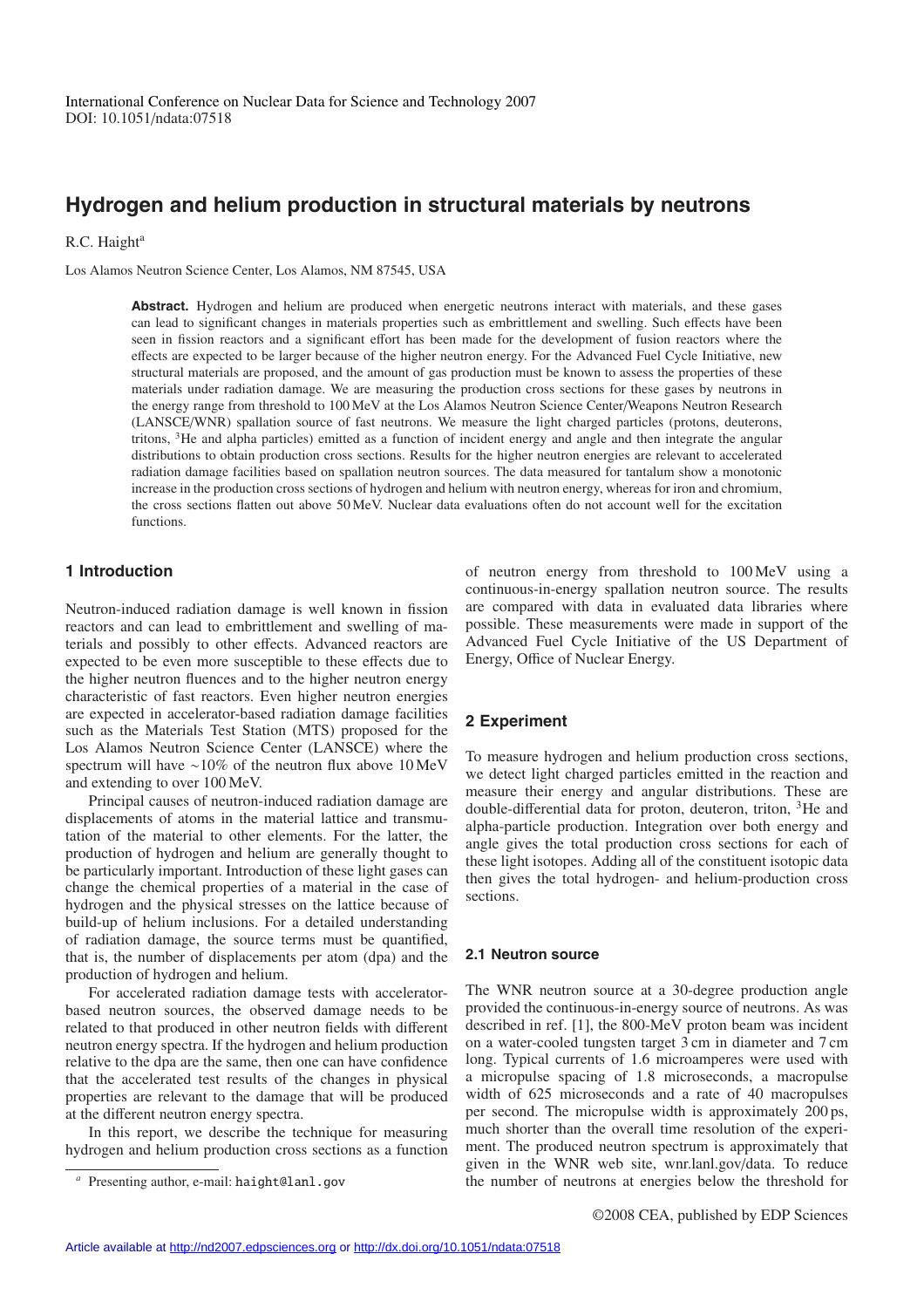International Conference on Nuclear Data for Science and Technology 2007
DOI: 10.1051/ndata:07518

# Hydrogen and helium production in structural materials by neutrons

R.C. Haight[a]

Los Alamos Neutron Science Center, Los Alamos, NM 87545, USA

**Abstract.** Hydrogen and helium are produced when energetic neutrons interact with materials, and these gases can lead to significant changes in materials properties such as embrittlement and swelling. Such effects have been seen in fission reactors and a significant effort has been made for the development of fusion reactors where the effects are expected to be larger because of the higher neutron energy. For the Advanced Fuel Cycle Initiative, new structural materials are proposed, and the amount of gas production must be known to assess the properties of these materials under radiation damage. We are measuring the production cross sections for these gases by neutrons in the energy range from threshold to 100 MeV at the Los Alamos Neutron Science Center/Weapons Neutron Research (LANSCE/WNR) spallation source of fast neutrons. We measure the light charged particles (protons, deuterons, tritons, $^3$He and alpha particles) emitted as a function of incident energy and angle and then integrate the angular distributions to obtain production cross sections. Results for the higher neutron energies are relevant to accelerated radiation damage facilities based on spallation neutron sources. The data measured for tantalum show a monotonic increase in the production cross sections of hydrogen and helium with neutron energy, whereas for iron and chromium, the cross sections flatten out above 50 MeV. Nuclear data evaluations often do not account well for the excitation functions.

## 1 Introduction

Neutron-induced radiation damage is well known in fission reactors and can lead to embrittlement and swelling of materials and possibly to other effects. Advanced reactors are expected to be even more susceptible to these effects due to the higher neutron fluences and to the higher neutron energy characteristic of fast reactors. Even higher neutron energies are expected in accelerator-based radiation damage facilities such as the Materials Test Station (MTS) proposed for the Los Alamos Neutron Science Center (LANSCE) where the spectrum will have ~10% of the neutron flux above 10 MeV and extending to over 100 MeV.

Principal causes of neutron-induced radiation damage are displacements of atoms in the material lattice and transmutation of the material to other elements. For the latter, the production of hydrogen and helium are generally thought to be particularly important. Introduction of these light gases can change the chemical properties of a material in the case of hydrogen and the physical stresses on the lattice because of build-up of helium inclusions. For a detailed understanding of radiation damage, the source terms must be quantified, that is, the number of displacements per atom (dpa) and the production of hydrogen and helium.

For accelerated radiation damage tests with accelerator-based neutron sources, the observed damage needs to be related to that produced in other neutron fields with different neutron energy spectra. If the hydrogen and helium production relative to the dpa are the same, then one can have confidence that the accelerated test results of the changes in physical properties are relevant to the damage that will be produced at the different neutron energy spectra.

In this report, we describe the technique for measuring hydrogen and helium production cross sections as a function of neutron energy from threshold to 100 MeV using a continuous-in-energy spallation neutron source. The results are compared with data in evaluated data libraries where possible. These measurements were made in support of the Advanced Fuel Cycle Initiative of the US Department of Energy, Office of Nuclear Energy.

## 2 Experiment

To measure hydrogen and helium production cross sections, we detect light charged particles emitted in the reaction and measure their energy and angular distributions. These are double-differential data for proton, deuteron, triton, $^3$He and alpha-particle production. Integration over both energy and angle gives the total production cross sections for each of these light isotopes. Adding all of the constituent isotopic data then gives the total hydrogen- and helium-production cross sections.

### 2.1 Neutron source

The WNR neutron source at a 30-degree production angle provided the continuous-in-energy source of neutrons. As was described in ref. [1], the 800-MeV proton beam was incident on a water-cooled tungsten target 3 cm in diameter and 7 cm long. Typical currents of 1.6 microamperes were used with a micropulse spacing of 1.8 microseconds, a macropulse width of 625 microseconds and a rate of 40 macropulses per second. The micropulse width is approximately 200 ps, much shorter than the overall time resolution of the experiment. The produced neutron spectrum is approximately that given in the WNR web site, wnr.lanl.gov/data. To reduce the number of neutrons at energies below the threshold for

[a] Presenting author, e-mail: haight@lanl.gov

©2008 CEA, published by EDP Sciences

Article available at http://nd2007.edpsciences.org or http://dx.doi.org/10.1051/ndata:07518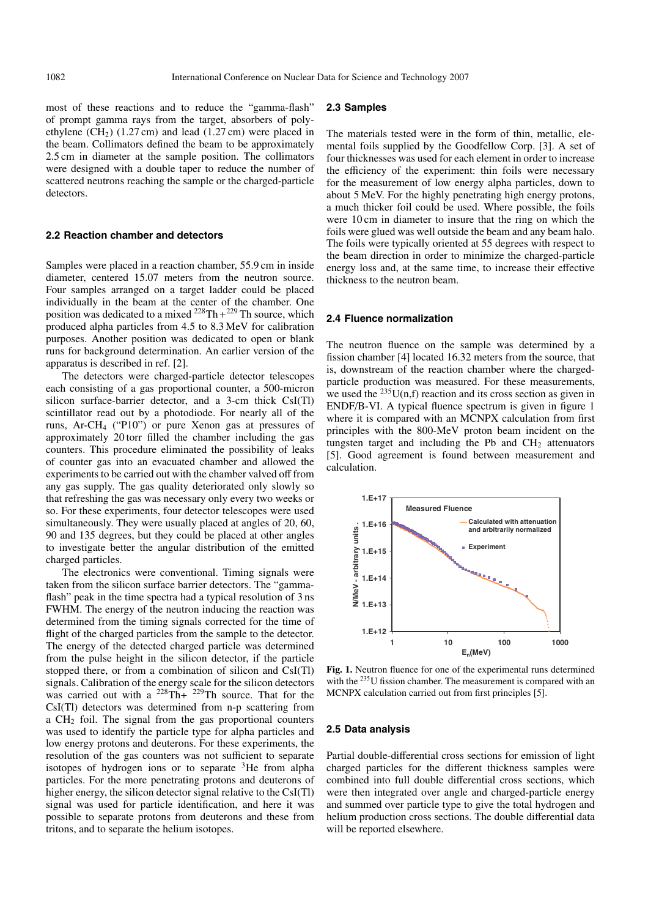most of these reactions and to reduce the "gamma-flash" of prompt gamma rays from the target, absorbers of polyethylene ($CH_2$) (1.27 cm) and lead (1.27 cm) were placed in the beam. Collimators defined the beam to be approximately 2.5 cm in diameter at the sample position. The collimators were designed with a double taper to reduce the number of scattered neutrons reaching the sample or the charged-particle detectors.

### 2.2 Reaction chamber and detectors

Samples were placed in a reaction chamber, 55.9 cm in inside diameter, centered 15.07 meters from the neutron source. Four samples arranged on a target ladder could be placed individually in the beam at the center of the chamber. One position was dedicated to a mixed $^{228}$Th + $^{229}$Th source, which produced alpha particles from 4.5 to 8.3 MeV for calibration purposes. Another position was dedicated to open or blank runs for background determination. An earlier version of the apparatus is described in ref. [2].

The detectors were charged-particle detector telescopes each consisting of a gas proportional counter, a 500-micron silicon surface-barrier detector, and a 3-cm thick CsI(Tl) scintillator read out by a photodiode. For nearly all of the runs, Ar-$CH_4$ ("P10") or pure Xenon gas at pressures of approximately 20 torr filled the chamber including the gas counters. This procedure eliminated the possibility of leaks of counter gas into an evacuated chamber and allowed the experiments to be carried out with the chamber valved off from any gas supply. The gas quality deteriorated only slowly so that refreshing the gas was necessary only every two weeks or so. For these experiments, four detector telescopes were used simultaneously. They were usually placed at angles of 20, 60, 90 and 135 degrees, but they could be placed at other angles to investigate better the angular distribution of the emitted charged particles.

The electronics were conventional. Timing signals were taken from the silicon surface barrier detectors. The "gamma-flash" peak in the time spectra had a typical resolution of 3 ns FWHM. The energy of the neutron inducing the reaction was determined from the timing signals corrected for the time of flight of the charged particles from the sample to the detector. The energy of the detected charged particle was determined from the pulse height in the silicon detector, if the particle stopped there, or from a combination of silicon and CsI(Tl) signals. Calibration of the energy scale for the silicon detectors was carried out with a $^{228}$Th+ $^{229}$Th source. That for the CsI(Tl) detectors was determined from n-p scattering from a $CH_2$ foil. The signal from the gas proportional counters was used to identify the particle type for alpha particles and low energy protons and deuterons. For these experiments, the resolution of the gas counters was not sufficient to separate isotopes of hydrogen ions or to separate $^3$He from alpha particles. For the more penetrating protons and deuterons of higher energy, the silicon detector signal relative to the CsI(Tl) signal was used for particle identification, and here it was possible to separate protons from deuterons and these from tritons, and to separate the helium isotopes.

### 2.3 Samples

The materials tested were in the form of thin, metallic, elemental foils supplied by the Goodfellow Corp. [3]. A set of four thicknesses was used for each element in order to increase the efficiency of the experiment: thin foils were necessary for the measurement of low energy alpha particles, down to about 5 MeV. For the highly penetrating high energy protons, a much thicker foil could be used. Where possible, the foils were 10 cm in diameter to insure that the ring on which the foils were glued was well outside the beam and any beam halo. The foils were typically oriented at 55 degrees with respect to the beam direction in order to minimize the charged-particle energy loss and, at the same time, to increase their effective thickness to the neutron beam.

### 2.4 Fluence normalization

The neutron fluence on the sample was determined by a fission chamber [4] located 16.32 meters from the source, that is, downstream of the reaction chamber where the charged-particle production was measured. For these measurements, we used the $^{235}$U(n,f) reaction and its cross section as given in ENDF/B-VI. A typical fluence spectrum is given in figure 1 where it is compared with an MCNPX calculation from first principles with the 800-MeV proton beam incident on the tungsten target and including the Pb and $CH_2$ attenuators [5]. Good agreement is found between measurement and calculation.

**Fig. 1.** Neutron fluence for one of the experimental runs determined with the $^{235}$U fission chamber. The measurement is compared with an MCNPX calculation carried out from first principles [5].

### 2.5 Data analysis

Partial double-differential cross sections for emission of light charged particles for the different thickness samples were combined into full double differential cross sections, which were then integrated over angle and charged-particle energy and summed over particle type to give the total hydrogen and helium production cross sections. The double differential data will be reported elsewhere.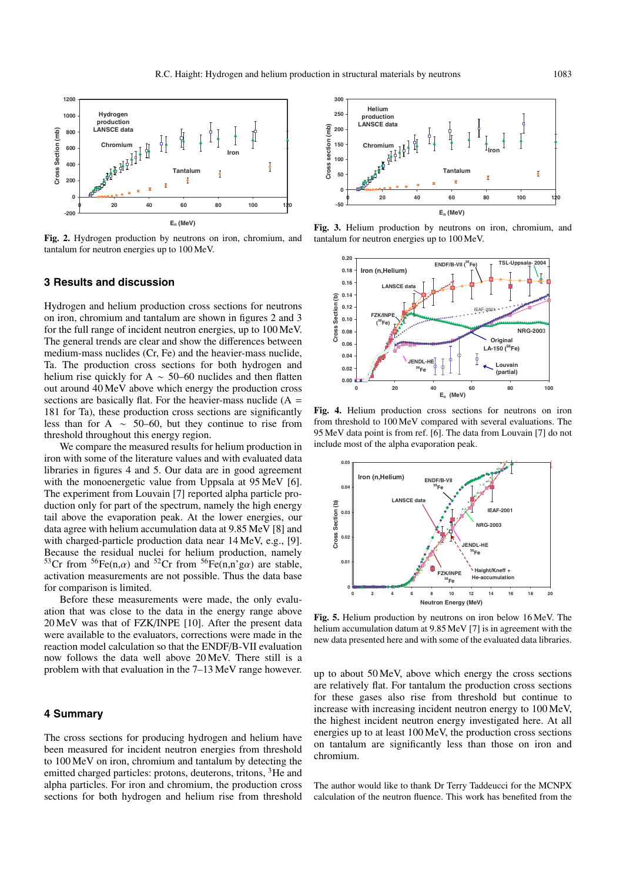**Fig. 2.** Hydrogen production by neutrons on iron, chromium, and tantalum for neutron energies up to 100 MeV.

**Fig. 3.** Helium production by neutrons on iron, chromium, and tantalum for neutron energies up to 100 MeV.

**Fig. 4.** Helium production cross sections for neutrons on iron from threshold to 100 MeV compared with several evaluations. The 95 MeV data point is from ref. [6]. The data from Louvain [7] do not include most of the alpha evaporation peak.

**Fig. 5.** Helium production by neutrons on iron below 16 MeV. The helium accumulation datum at 9.85 MeV [7] is in agreement with the new data presented here and with some of the evaluated data libraries.

## 3 Results and discussion

Hydrogen and helium production cross sections for neutrons on iron, chromium and tantalum are shown in figures 2 and 3 for the full range of incident neutron energies, up to 100 MeV. The general trends are clear and show the differences between medium-mass nuclides (Cr, Fe) and the heavier-mass nuclide, Ta. The production cross sections for both hydrogen and helium rise quickly for A $\sim$ 50–60 nuclides and then flatten out around 40 MeV above which energy the production cross sections are basically flat. For the heavier-mass nuclide (A = 181 for Ta), these production cross sections are significantly less than for A $\sim$ 50–60, but they continue to rise from threshold throughout this energy region.

We compare the measured results for helium production in iron with some of the literature values and with evaluated data libraries in figures 4 and 5. Our data are in good agreement with the monoenergetic value from Uppsala at 95 MeV [6]. The experiment from Louvain [7] reported alpha particle production only for part of the spectrum, namely the high energy tail above the evaporation peak. At the lower energies, our data agree with helium accumulation data at 9.85 MeV [8] and with charged-particle production data near 14 MeV, e.g., [9]. Because the residual nuclei for helium production, namely $^{53}$Cr from $^{56}$Fe(n,$\alpha$) and $^{52}$Cr from $^{56}$Fe(n,n'g$\alpha$) are stable, activation measurements are not possible. Thus the data base for comparison is limited.

Before these measurements were made, the only evaluation that was close to the data in the energy range above 20 MeV was that of FZK/INPE [10]. After the present data were available to the evaluators, corrections were made in the reaction model calculation so that the ENDF/B-VII evaluation now follows the data well above 20 MeV. There still is a problem with that evaluation in the 7–13 MeV range however.

## 4 Summary

The cross sections for producing hydrogen and helium have been measured for incident neutron energies from threshold to 100 MeV on iron, chromium and tantalum by detecting the emitted charged particles: protons, deuterons, tritons, $^3$He and alpha particles. For iron and chromium, the production cross sections for both hydrogen and helium rise from threshold up to about 50 MeV, above which energy the cross sections are relatively flat. For tantalum the production cross sections for these gases also rise from threshold but continue to increase with increasing incident neutron energy to 100 MeV, the highest incident neutron energy investigated here. At all energies up to at least 100 MeV, the production cross sections on tantalum are significantly less than those on iron and chromium.

The author would like to thank Dr Terry Taddeucci for the MCNPX calculation of the neutron fluence. This work has benefited from the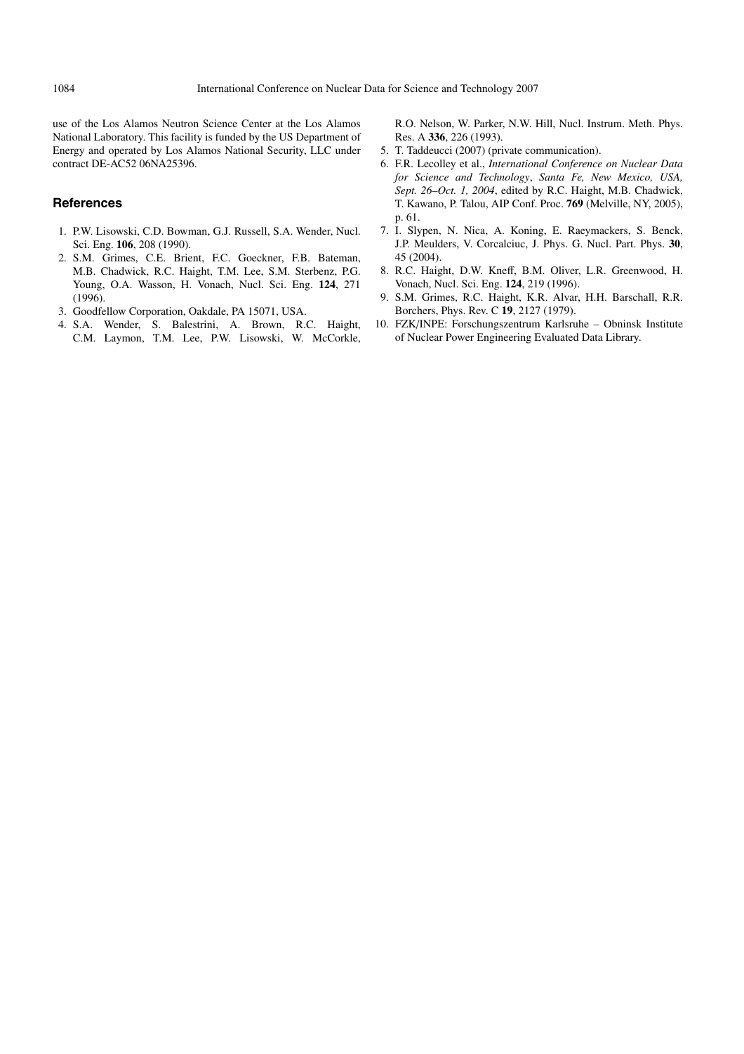use of the Los Alamos Neutron Science Center at the Los Alamos National Laboratory. This facility is funded by the US Department of Energy and operated by Los Alamos National Security, LLC under contract DE-AC52 06NA25396.

## References

1. P.W. Lisowski, C.D. Bowman, G.J. Russell, S.A. Wender, Nucl. Sci. Eng. **106**, 208 (1990).
2. S.M. Grimes, C.E. Brient, F.C. Goeckner, F.B. Bateman, M.B. Chadwick, R.C. Haight, T.M. Lee, S.M. Sterbenz, P.G. Young, O.A. Wasson, H. Vonach, Nucl. Sci. Eng. **124**, 271 (1996).
3. Goodfellow Corporation, Oakdale, PA 15071, USA.
4. S.A. Wender, S. Balestrini, A. Brown, R.C. Haight, C.M. Laymon, T.M. Lee, P.W. Lisowski, W. McCorkle, R.O. Nelson, W. Parker, N.W. Hill, Nucl. Instrum. Meth. Phys. Res. A **336**, 226 (1993).
5. T. Taddeucci (2007) (private communication).
6. F.R. Lecolley et al., *International Conference on Nuclear Data for Science and Technology*, *Santa Fe, New Mexico, USA, Sept. 26–Oct. 1, 2004*, edited by R.C. Haight, M.B. Chadwick, T. Kawano, P. Talou, AIP Conf. Proc. **769** (Melville, NY, 2005), p. 61.
7. I. Slypen, N. Nica, A. Koning, E. Raeymackers, S. Benck, J.P. Meulders, V. Corcalciuc, J. Phys. G. Nucl. Part. Phys. **30**, 45 (2004).
8. R.C. Haight, D.W. Kneff, B.M. Oliver, L.R. Greenwood, H. Vonach, Nucl. Sci. Eng. **124**, 219 (1996).
9. S.M. Grimes, R.C. Haight, K.R. Alvar, H.H. Barschall, R.R. Borchers, Phys. Rev. C **19**, 2127 (1979).
10. FZK/INPE: Forschungszentrum Karlsruhe – Obninsk Institute of Nuclear Power Engineering Evaluated Data Library.